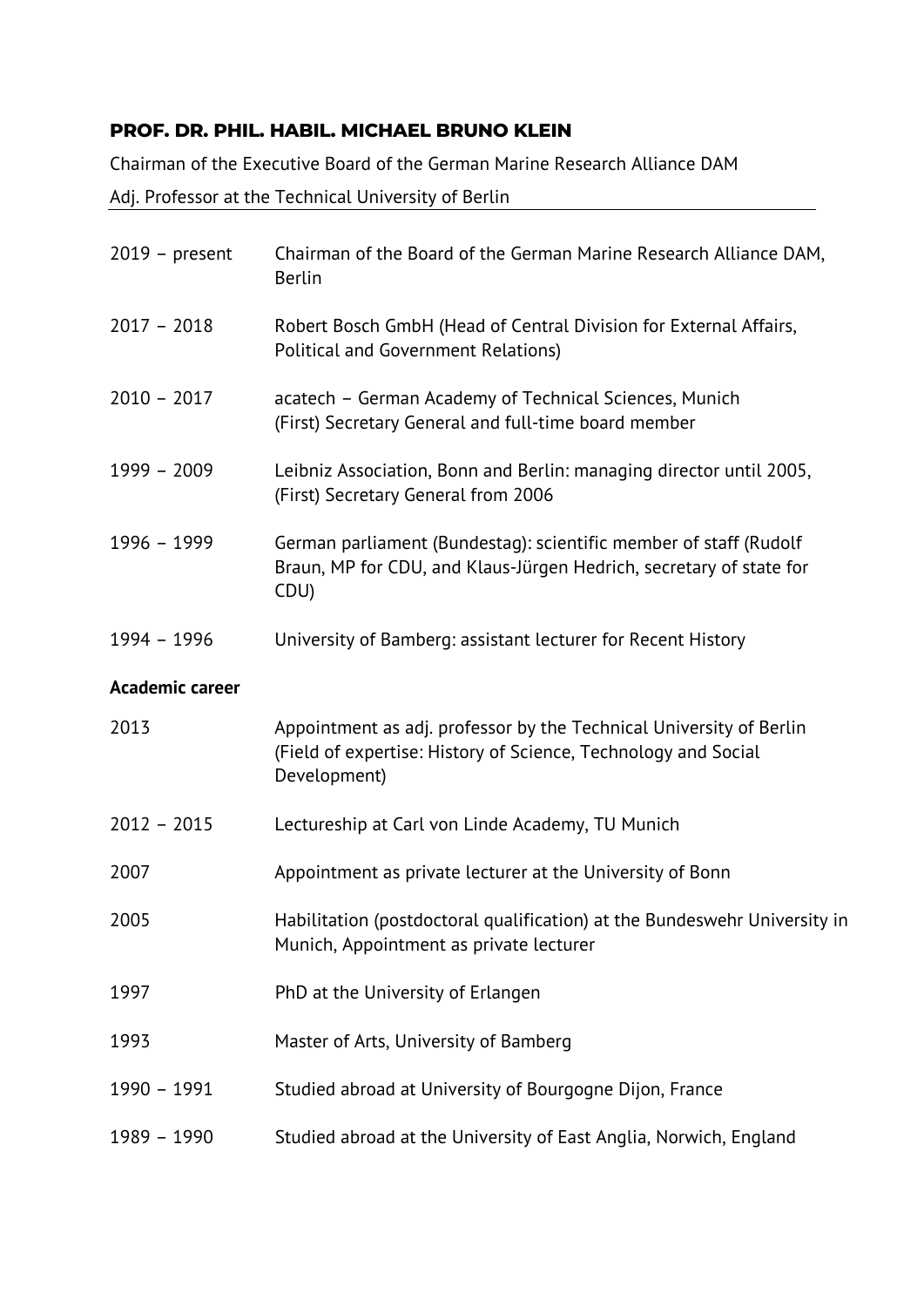**PROF. DR. PHIL. HABIL. MICHAEL BRUNO KLEIN**

Chairman of the Executive Board of the German Marine Research Alliance DAM

Adj. Professor at the Technical University of Berlin

| | |
|---|---|
| 2019 – present | Chairman of the Board of the German Marine Research Alliance DAM, Berlin |
| 2017 – 2018 | Robert Bosch GmbH (Head of Central Division for External Affairs, Political and Government Relations) |
| 2010 – 2017 | acatech – German Academy of Technical Sciences, Munich (First) Secretary General and full-time board member |
| 1999 – 2009 | Leibniz Association, Bonn and Berlin: managing director until 2005, (First) Secretary General from 2006 |
| 1996 – 1999 | German parliament (Bundestag): scientific member of staff (Rudolf Braun, MP for CDU, and Klaus-Jürgen Hedrich, secretary of state for CDU) |
| 1994 – 1996 | University of Bamberg: assistant lecturer for Recent History |

**Academic career**

| | |
|---|---|
| 2013 | Appointment as adj. professor by the Technical University of Berlin (Field of expertise: History of Science, Technology and Social Development) |
| 2012 – 2015 | Lectureship at Carl von Linde Academy, TU Munich |
| 2007 | Appointment as private lecturer at the University of Bonn |
| 2005 | Habilitation (postdoctoral qualification) at the Bundeswehr University in Munich, Appointment as private lecturer |
| 1997 | PhD at the University of Erlangen |
| 1993 | Master of Arts, University of Bamberg |
| 1990 – 1991 | Studied abroad at University of Bourgogne Dijon, France |
| 1989 – 1990 | Studied abroad at the University of East Anglia, Norwich, England |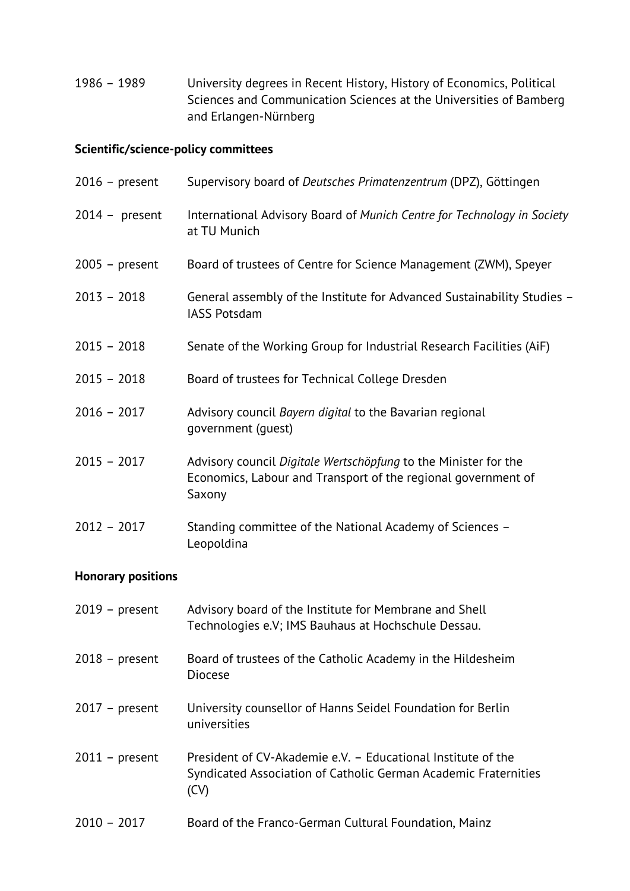| | |
|---|---|
| 1986 – 1989 | University degrees in Recent History, History of Economics, Political Sciences and Communication Sciences at the Universities of Bamberg and Erlangen-Nürnberg |

**Scientific/science-policy committees**

| | |
|---|---|
| 2016 – present | Supervisory board of *Deutsches Primatenzentrum* (DPZ), Göttingen |
| 2014 – present | International Advisory Board of *Munich Centre for Technology in Society* at TU Munich |
| 2005 – present | Board of trustees of Centre for Science Management (ZWM), Speyer |
| 2013 – 2018 | General assembly of the Institute for Advanced Sustainability Studies – IASS Potsdam |
| 2015 – 2018 | Senate of the Working Group for Industrial Research Facilities (AiF) |
| 2015 – 2018 | Board of trustees for Technical College Dresden |
| 2016 – 2017 | Advisory council *Bayern digital* to the Bavarian regional government (guest) |
| 2015 – 2017 | Advisory council *Digitale Wertschöpfung* to the Minister for the Economics, Labour and Transport of the regional government of Saxony |
| 2012 – 2017 | Standing committee of the National Academy of Sciences – Leopoldina |

**Honorary positions**

| | |
|---|---|
| 2019 – present | Advisory board of the Institute for Membrane and Shell Technologies e.V; IMS Bauhaus at Hochschule Dessau. |
| 2018 – present | Board of trustees of the Catholic Academy in the Hildesheim Diocese |
| 2017 – present | University counsellor of Hanns Seidel Foundation for Berlin universities |
| 2011 – present | President of CV-Akademie e.V. – Educational Institute of the Syndicated Association of Catholic German Academic Fraternities (CV) |
| 2010 – 2017 | Board of the Franco-German Cultural Foundation, Mainz |